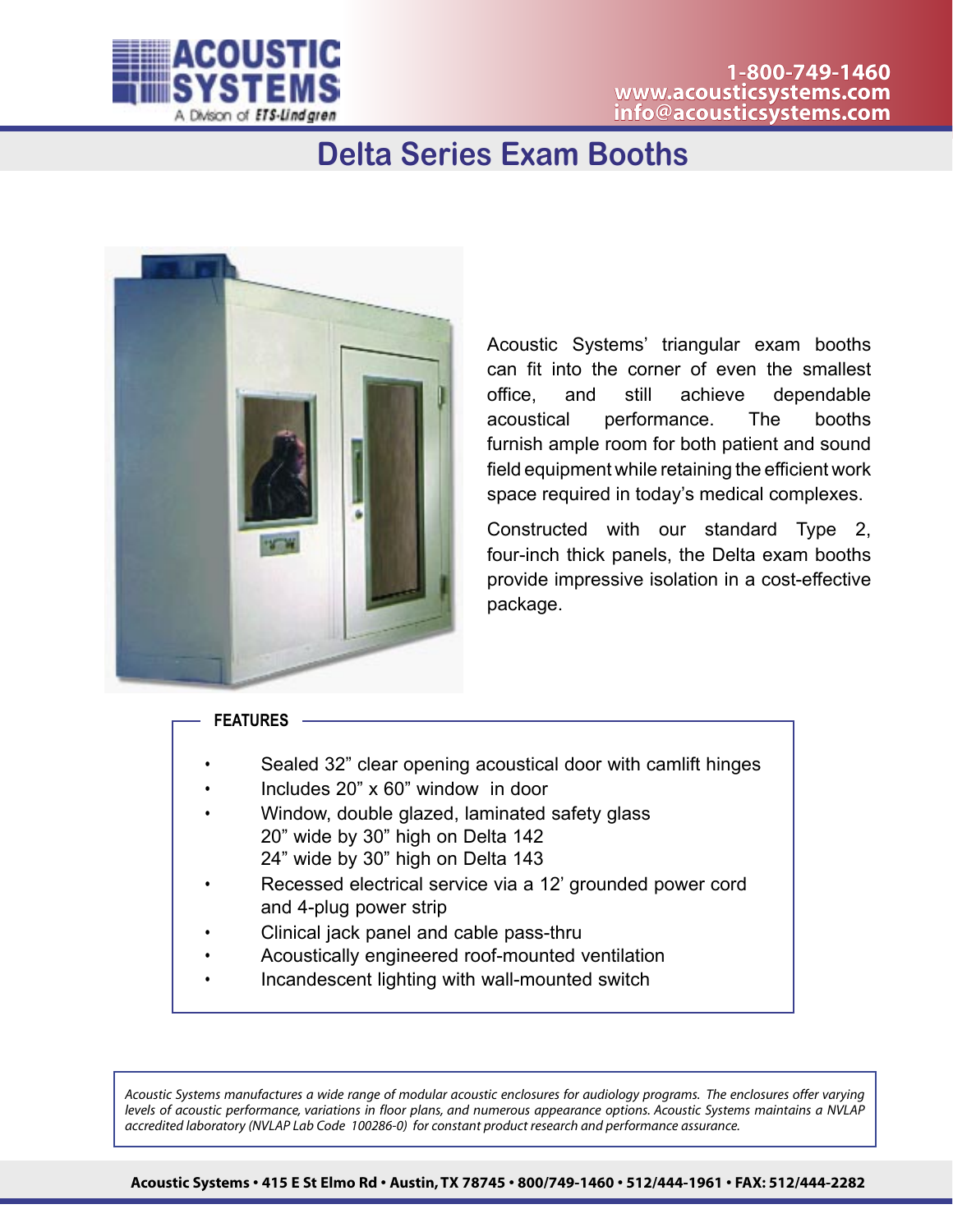ACOUSTIC SYSTEMS
A Division of ETS-Lindgren

1-800-749-1460
www.acousticsystems.com
info@acousticsystems.com

# Delta Series Exam Booths

Acoustic Systems' triangular exam booths can fit into the corner of even the smallest office, and still achieve dependable acoustical performance. The booths furnish ample room for both patient and sound field equipment while retaining the efficient work space required in today's medical complexes.

Constructed with our standard Type 2, four-inch thick panels, the Delta exam booths provide impressive isolation in a cost-effective package.

## FEATURES

- Sealed 32" clear opening acoustical door with camlift hinges
- Includes 20" x 60" window in door
- Window, double glazed, laminated safety glass
  20" wide by 30" high on Delta 142
  24" wide by 30" high on Delta 143
- Recessed electrical service via a 12' grounded power cord and 4-plug power strip
- Clinical jack panel and cable pass-thru
- Acoustically engineered roof-mounted ventilation
- Incandescent lighting with wall-mounted switch

*Acoustic Systems manufactures a wide range of modular acoustic enclosures for audiology programs. The enclosures offer varying levels of acoustic performance, variations in floor plans, and numerous appearance options. Acoustic Systems maintains a NVLAP accredited laboratory (NVLAP Lab Code 100286-0) for constant product research and performance assurance.*

**Acoustic Systems • 415 E St Elmo Rd • Austin, TX 78745 • 800/749-1460 • 512/444-1961 • FAX: 512/444-2282**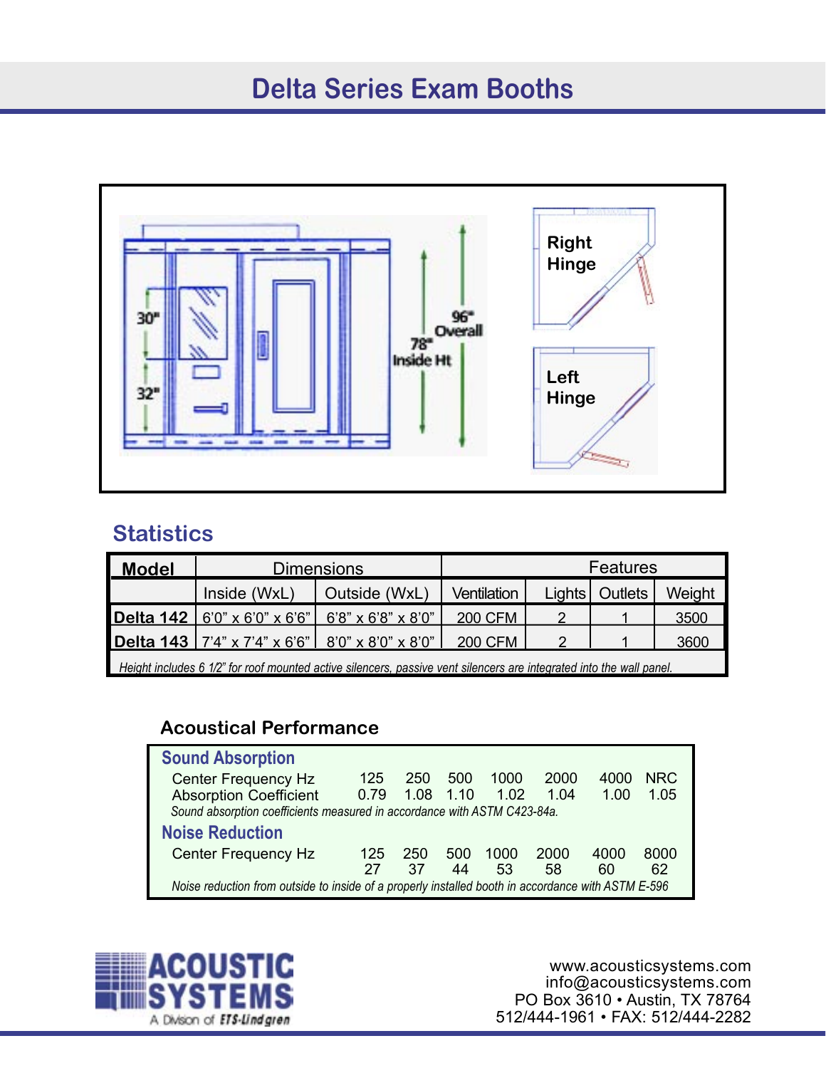# Delta Series Exam Booths

30"

32"

78" Inside Ht

96" Overall

Right Hinge

Left Hinge

## Statistics

| Model | Dimensions | | Features | | | |
|---|---|---|---|---|---|---|
| | Inside (WxL) | Outside (WxL) | Ventilation | Lights | Outlets | Weight |
| **Delta 142** | 6'0" x 6'0" x 6'6" | 6'8" x 6'8" x 8'0" | 200 CFM | 2 | 1 | 3500 |
| **Delta 143** | 7'4" x 7'4" x 6'6" | 8'0" x 8'0" x 8'0" | 200 CFM | 2 | 1 | 3600 |

*Height includes 6 1/2" for roof mounted active silencers, passive vent silencers are integrated into the wall panel.*

### Acoustical Performance

**Sound Absorption**

| Center Frequency Hz | 125 | 250 | 500 | 1000 | 2000 | 4000 | NRC |
|---|---|---|---|---|---|---|---|
| Absorption Coefficient | 0.79 | 1.08 | 1.10 | 1.02 | 1.04 | 1.00 | 1.05 |

*Sound absorption coefficients measured in accordance with ASTM C423-84a.*

**Noise Reduction**

| Center Frequency Hz | 125 | 250 | 500 | 1000 | 2000 | 4000 | 8000 |
|---|---|---|---|---|---|---|---|
| | 27 | 37 | 44 | 53 | 58 | 60 | 62 |

*Noise reduction from outside to inside of a properly installed booth in accordance with ASTM E-596*

ACOUSTIC SYSTEMS
A Division of ETS-Lindgren

www.acousticsystems.com
info@acousticsystems.com
PO Box 3610 • Austin, TX 78764
512/444-1961 • FAX: 512/444-2282